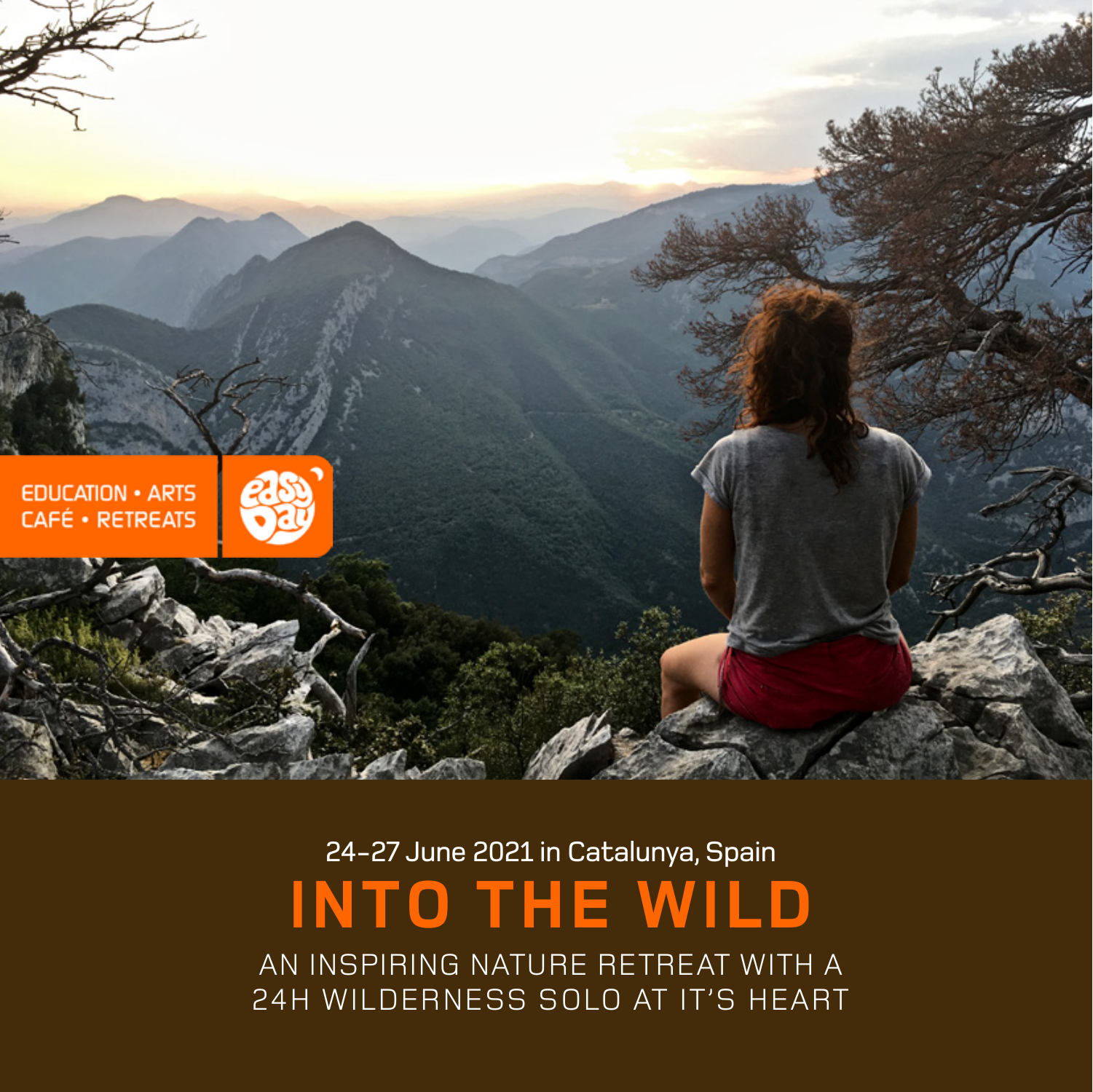EDUCATION • ARTS
CAFÉ • RETREATS

easy Day

24–27 June 2021 in Catalunya, Spain

# INTO THE WILD

AN INSPIRING NATURE RETREAT WITH A 24H WILDERNESS SOLO AT IT'S HEART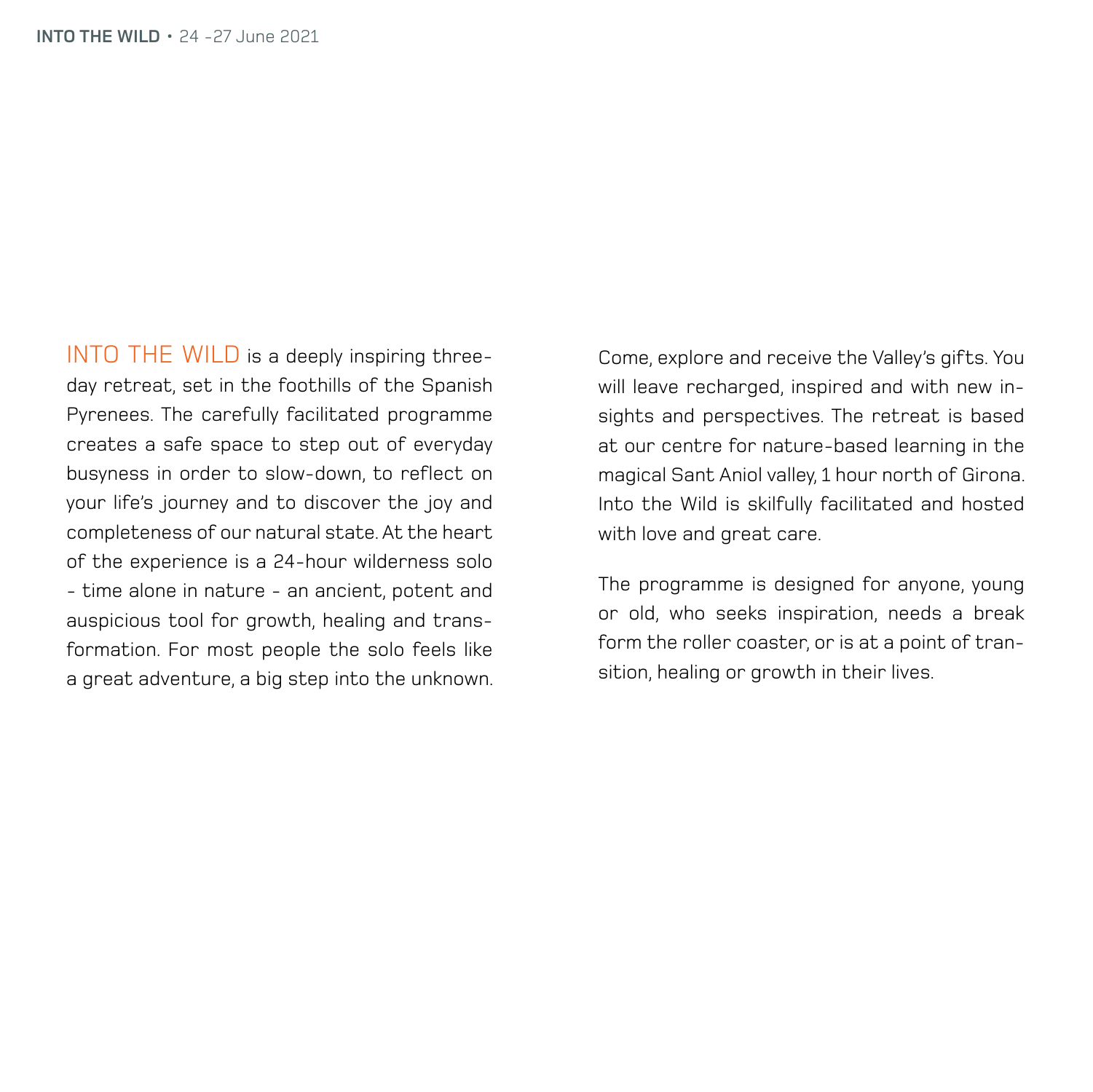INTO THE WILD is a deeply inspiring three-day retreat, set in the foothills of the Spanish Pyrenees. The carefully facilitated programme creates a safe space to step out of everyday busyness in order to slow-down, to reflect on your life's journey and to discover the joy and completeness of our natural state. At the heart of the experience is a 24-hour wilderness solo - time alone in nature - an ancient, potent and auspicious tool for growth, healing and transformation. For most people the solo feels like a great adventure, a big step into the unknown.

Come, explore and receive the Valley's gifts. You will leave recharged, inspired and with new insights and perspectives. The retreat is based at our centre for nature-based learning in the magical Sant Aniol valley, 1 hour north of Girona. Into the Wild is skilfully facilitated and hosted with love and great care.

The programme is designed for anyone, young or old, who seeks inspiration, needs a break form the roller coaster, or is at a point of transition, healing or growth in their lives.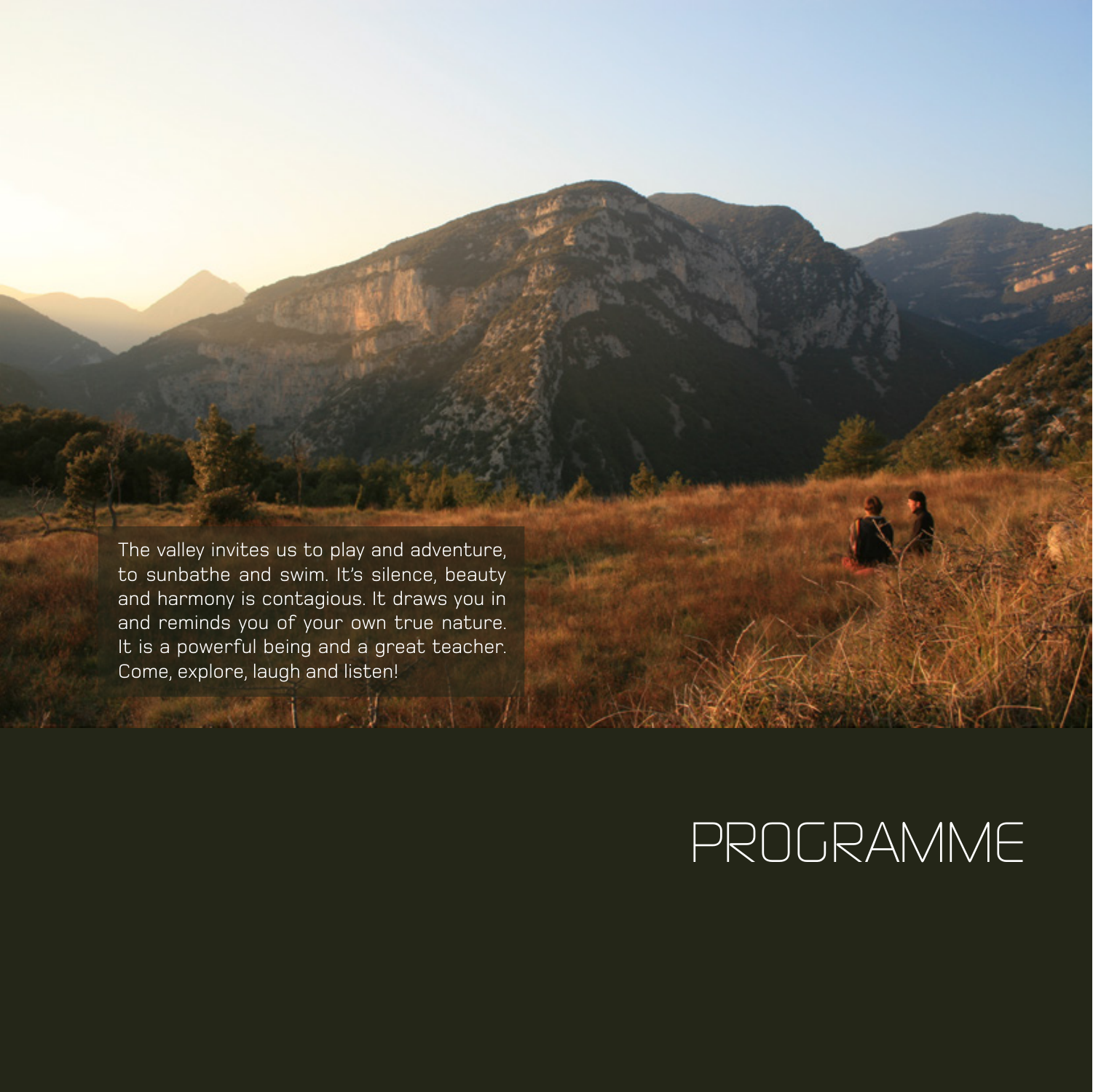The valley invites us to play and adventure, to sunbathe and swim. It's silence, beauty and harmony is contagious. It draws you in and reminds you of your own true nature. It is a powerful being and a great teacher. Come, explore, laugh and listen!

# PROGRAMME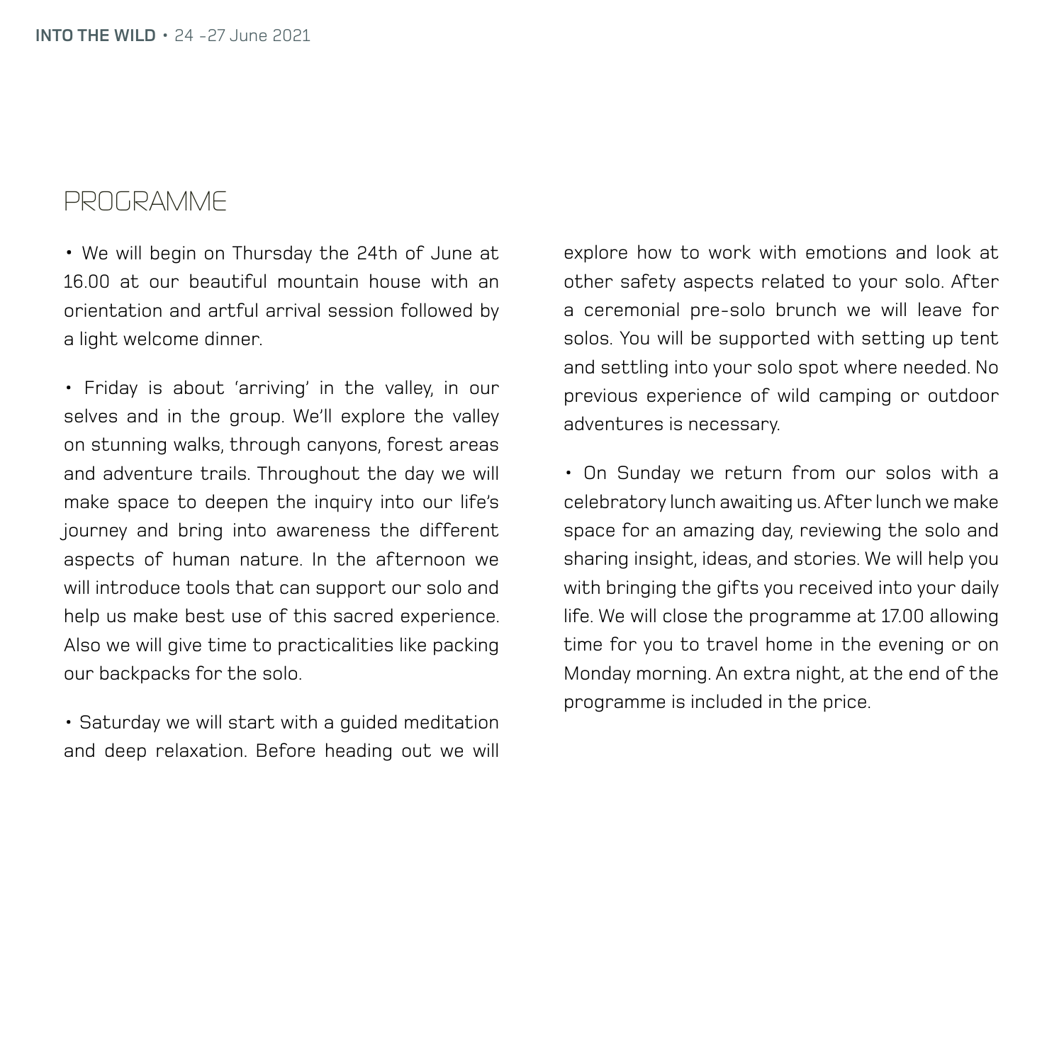## PROGRAMME

- We will begin on Thursday the 24th of June at 16.00 at our beautiful mountain house with an orientation and artful arrival session followed by a light welcome dinner.

- Friday is about 'arriving' in the valley, in our selves and in the group. We'll explore the valley on stunning walks, through canyons, forest areas and adventure trails. Throughout the day we will make space to deepen the inquiry into our life's journey and bring into awareness the different aspects of human nature. In the afternoon we will introduce tools that can support our solo and help us make best use of this sacred experience. Also we will give time to practicalities like packing our backpacks for the solo.

- Saturday we will start with a guided meditation and deep relaxation. Before heading out we will explore how to work with emotions and look at other safety aspects related to your solo. After a ceremonial pre-solo brunch we will leave for solos. You will be supported with setting up tent and settling into your solo spot where needed. No previous experience of wild camping or outdoor adventures is necessary.

- On Sunday we return from our solos with a celebratory lunch awaiting us. After lunch we make space for an amazing day, reviewing the solo and sharing insight, ideas, and stories. We will help you with bringing the gifts you received into your daily life. We will close the programme at 17.00 allowing time for you to travel home in the evening or on Monday morning. An extra night, at the end of the programme is included in the price.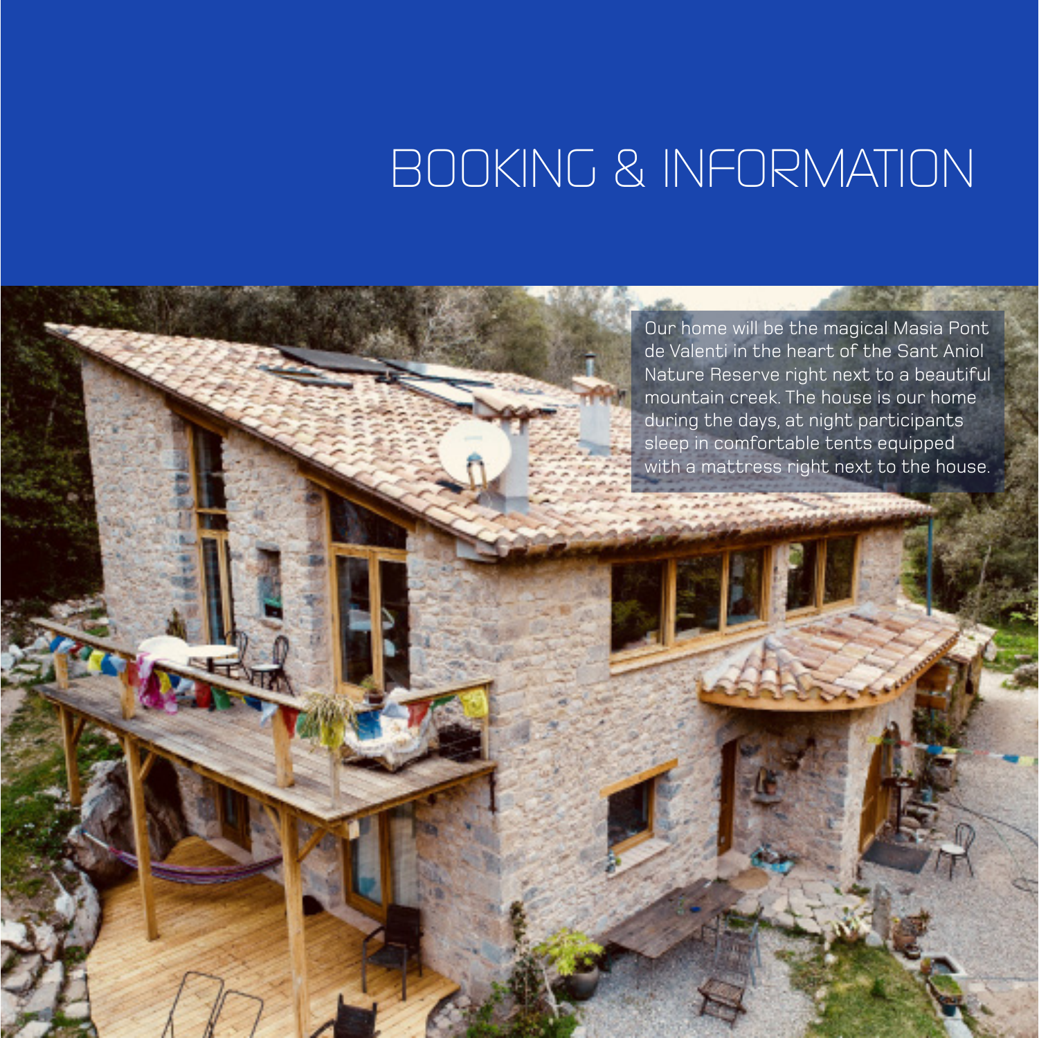# BOOKING & INFORMATION

Our home will be the magical Masia Pont de Valenti in the heart of the Sant Aniol Nature Reserve right next to a beautiful mountain creek. The house is our home during the days, at night participants sleep in comfortable tents equipped with a mattress right next to the house.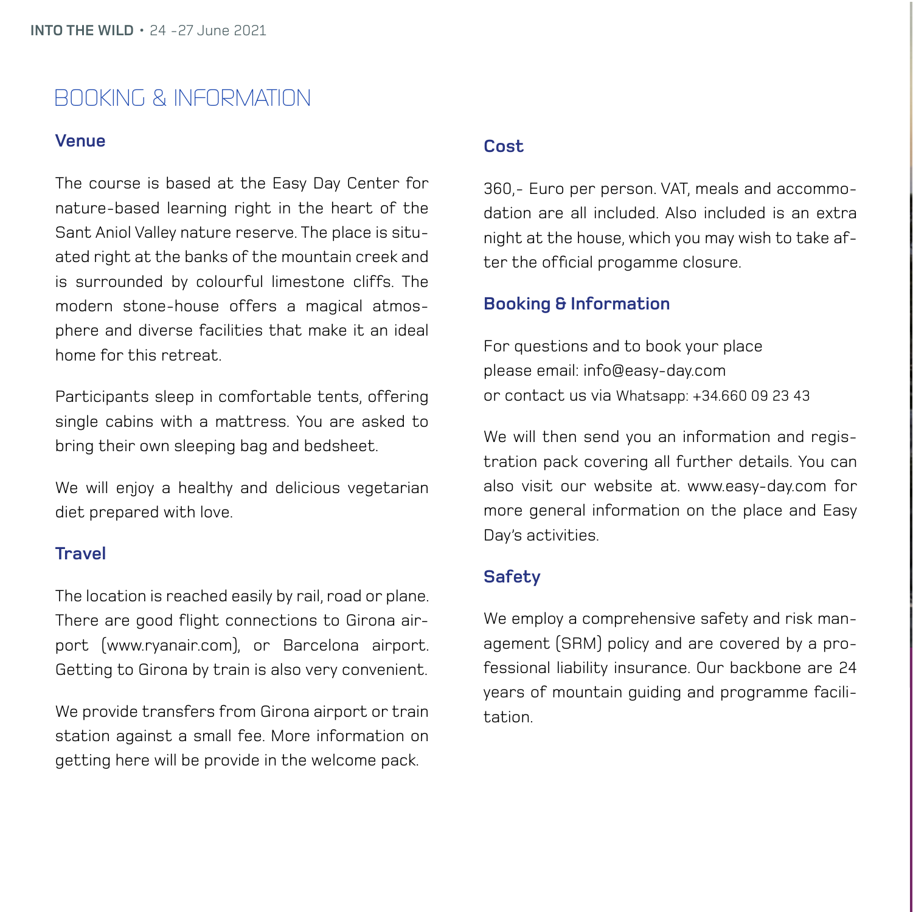# BOOKING & INFORMATION

## Venue

The course is based at the Easy Day Center for nature-based learning right in the heart of the Sant Aniol Valley nature reserve. The place is situated right at the banks of the mountain creek and is surrounded by colourful limestone cliffs. The modern stone-house offers a magical atmosphere and diverse facilities that make it an ideal home for this retreat.

Participants sleep in comfortable tents, offering single cabins with a mattress. You are asked to bring their own sleeping bag and bedsheet.

We will enjoy a healthy and delicious vegetarian diet prepared with love.

## Travel

The location is reached easily by rail, road or plane. There are good flight connections to Girona airport (www.ryanair.com), or Barcelona airport. Getting to Girona by train is also very convenient.

We provide transfers from Girona airport or train station against a small fee. More information on getting here will be provide in the welcome pack.

## Cost

360,- Euro per person. VAT, meals and accommodation are all included. Also included is an extra night at the house, which you may wish to take after the official progamme closure.

## Booking & Information

For questions and to book your place
please email: info@easy-day.com
or contact us via Whatsapp: +34.660 09 23 43

We will then send you an information and registration pack covering all further details. You can also visit our website at. www.easy-day.com for more general information on the place and Easy Day's activities.

## Safety

We employ a comprehensive safety and risk management (SRM) policy and are covered by a professional liability insurance. Our backbone are 24 years of mountain guiding and programme facilitation.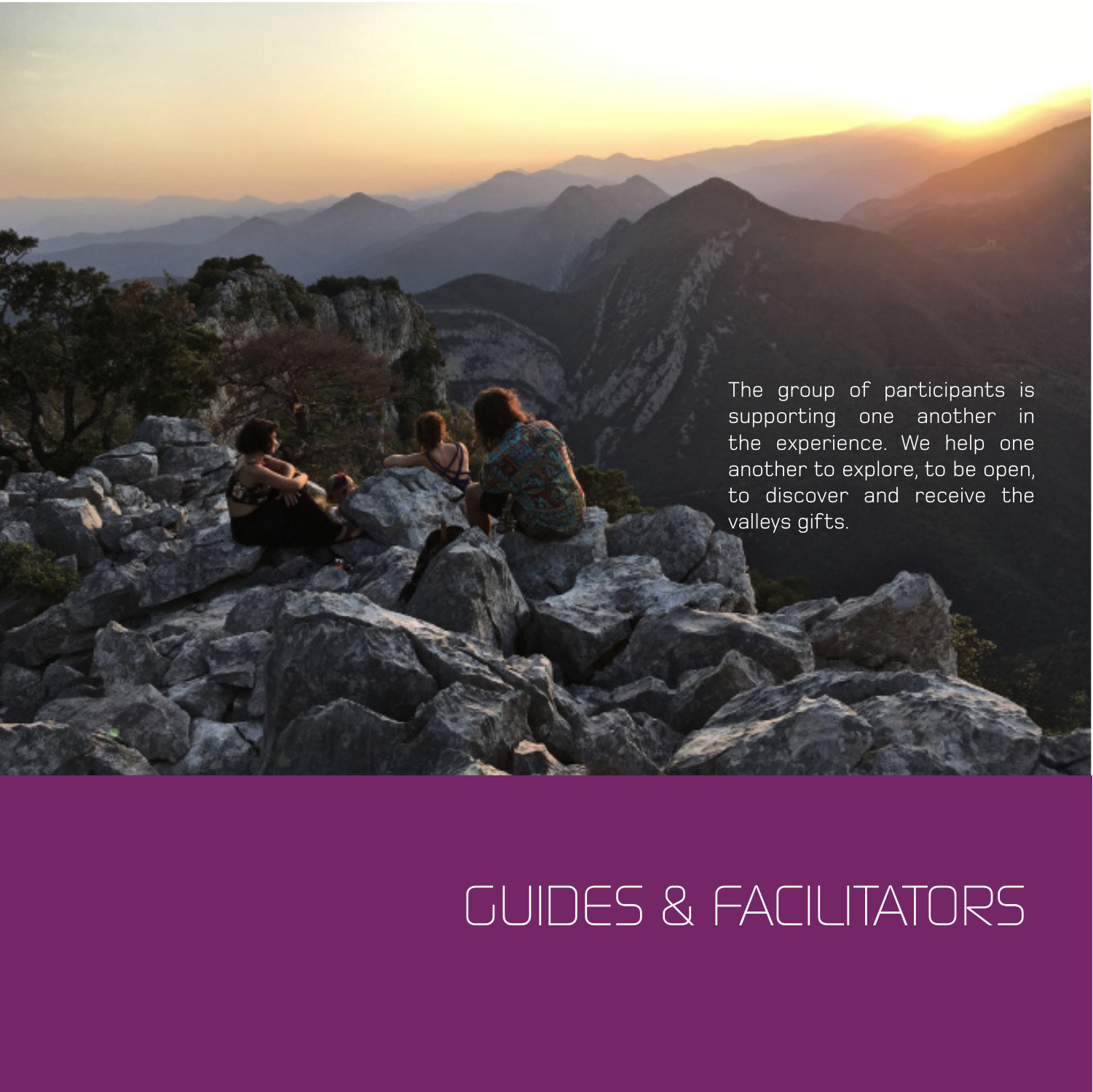The group of participants is supporting one another in the experience. We help one another to explore, to be open, to discover and receive the valleys gifts.

# GUIDES & FACILITATORS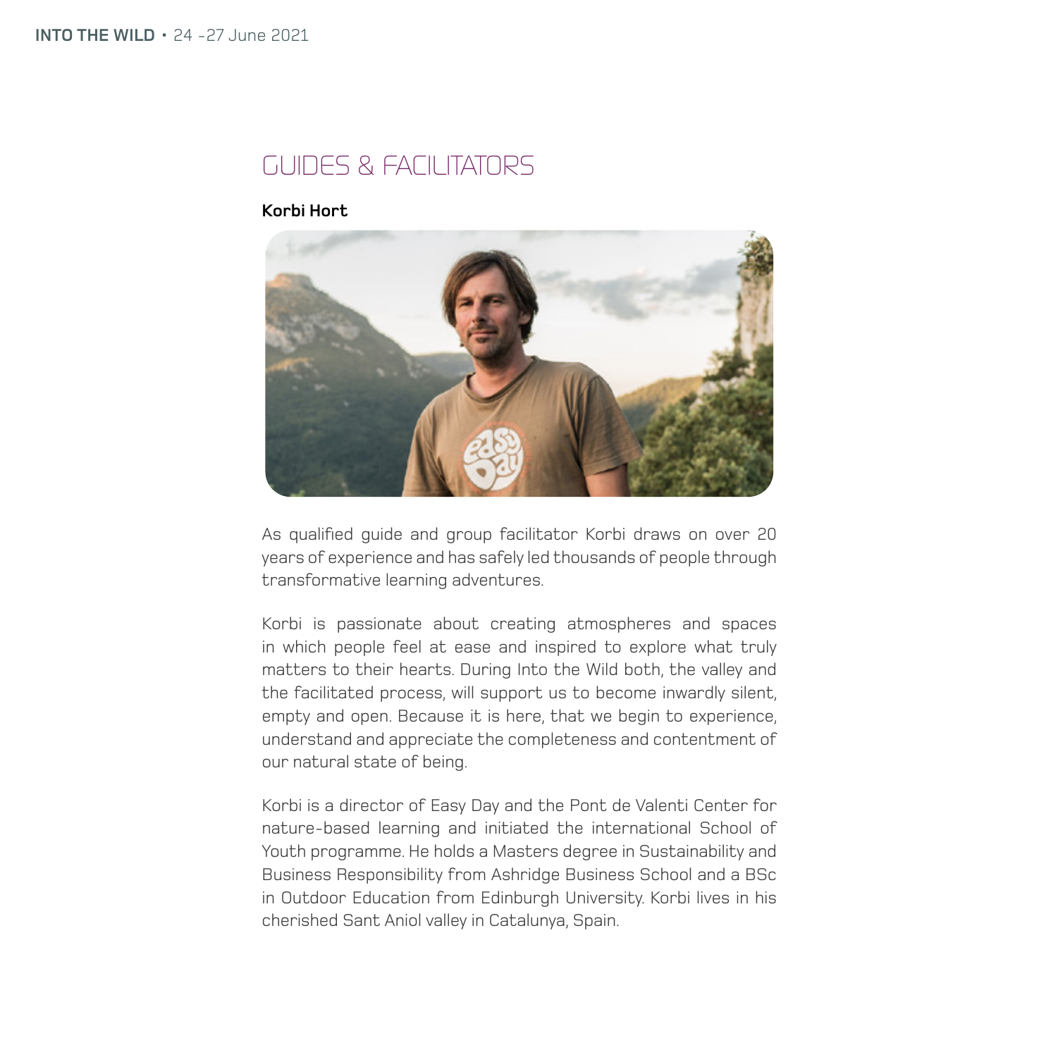## GUIDES & FACILITATORS

**Korbi Hort**

As qualified guide and group facilitator Korbi draws on over 20 years of experience and has safely led thousands of people through transformative learning adventures.

Korbi is passionate about creating atmospheres and spaces in which people feel at ease and inspired to explore what truly matters to their hearts. During Into the Wild both, the valley and the facilitated process, will support us to become inwardly silent, empty and open. Because it is here, that we begin to experience, understand and appreciate the completeness and contentment of our natural state of being.

Korbi is a director of Easy Day and the Pont de Valenti Center for nature-based learning and initiated the international School of Youth programme. He holds a Masters degree in Sustainability and Business Responsibility from Ashridge Business School and a BSc in Outdoor Education from Edinburgh University. Korbi lives in his cherished Sant Aniol valley in Catalunya, Spain.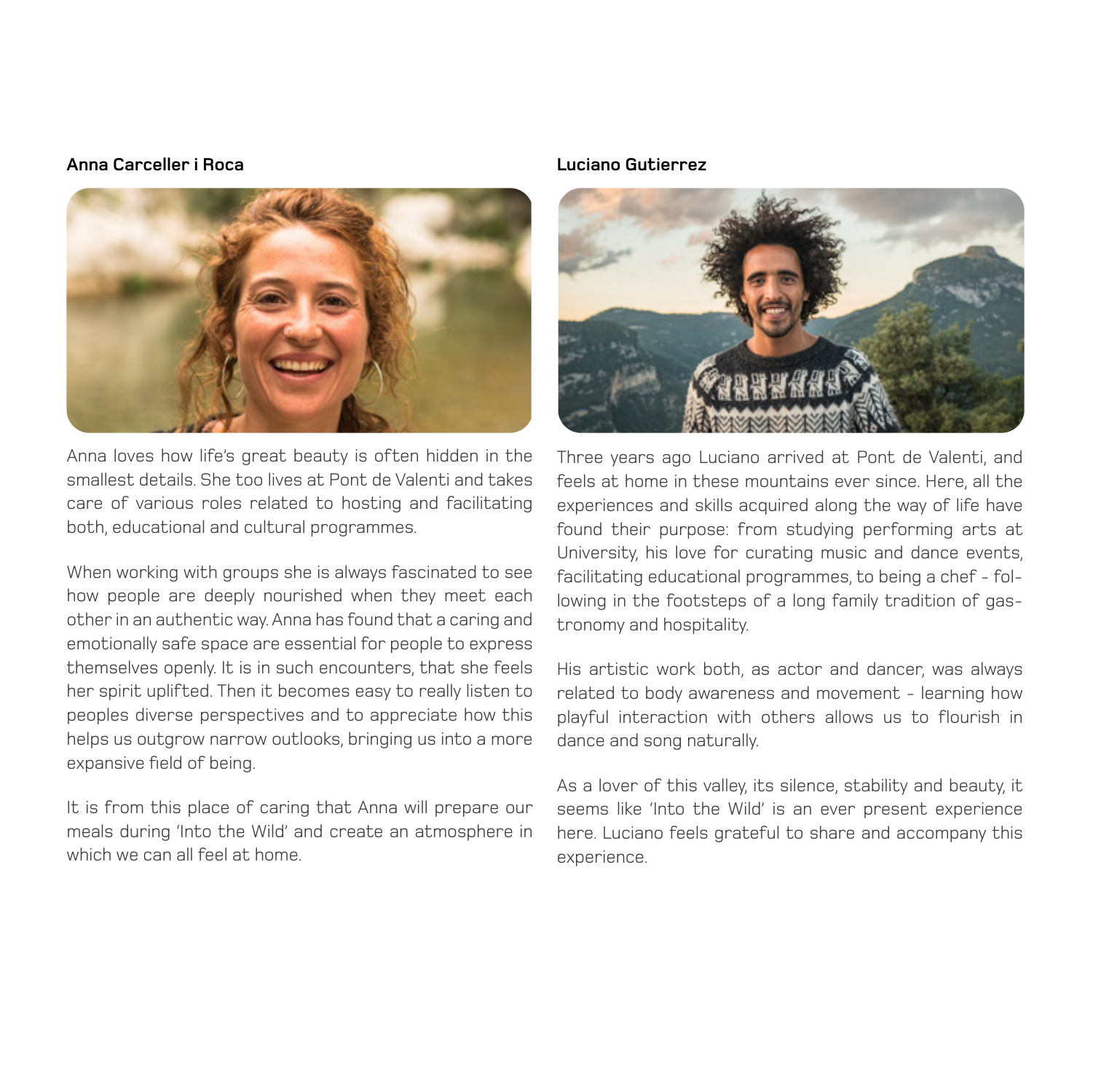**Anna Carceller i Roca**

Anna loves how life's great beauty is often hidden in the smallest details. She too lives at Pont de Valenti and takes care of various roles related to hosting and facilitating both, educational and cultural programmes.

When working with groups she is always fascinated to see how people are deeply nourished when they meet each other in an authentic way. Anna has found that a caring and emotionally safe space are essential for people to express themselves openly. It is in such encounters, that she feels her spirit uplifted. Then it becomes easy to really listen to peoples diverse perspectives and to appreciate how this helps us outgrow narrow outlooks, bringing us into a more expansive field of being.

It is from this place of caring that Anna will prepare our meals during 'Into the Wild' and create an atmosphere in which we can all feel at home.

**Luciano Gutierrez**

Three years ago Luciano arrived at Pont de Valenti, and feels at home in these mountains ever since. Here, all the experiences and skills acquired along the way of life have found their purpose: from studying performing arts at University, his love for curating music and dance events, facilitating educational programmes, to being a chef - following in the footsteps of a long family tradition of gastronomy and hospitality.

His artistic work both, as actor and dancer, was always related to body awareness and movement - learning how playful interaction with others allows us to flourish in dance and song naturally.

As a lover of this valley, its silence, stability and beauty, it seems like 'Into the Wild' is an ever present experience here. Luciano feels grateful to share and accompany this experience.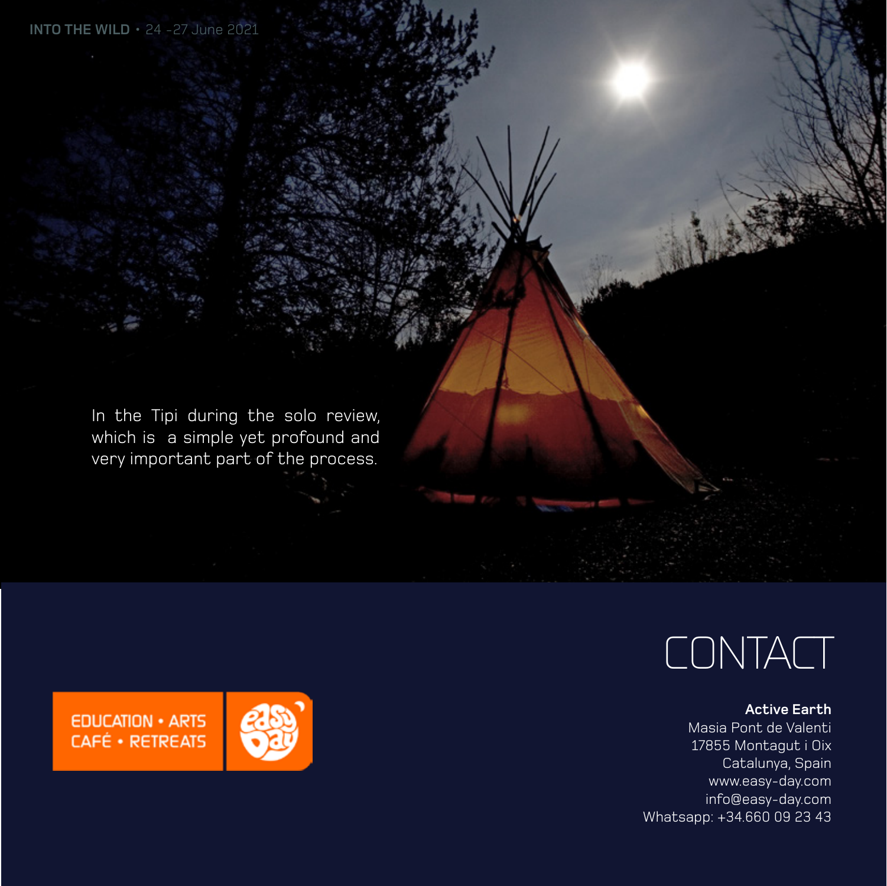In the Tipi during the solo review, which is a simple yet profound and very important part of the process.

EDUCATION • ARTS
CAFÉ • RETREATS

# CONTACT

**Active Earth**
Masia Pont de Valenti
17855 Montagut i Oix
Catalunya, Spain
www.easy-day.com
info@easy-day.com
Whatsapp: +34.660 09 23 43